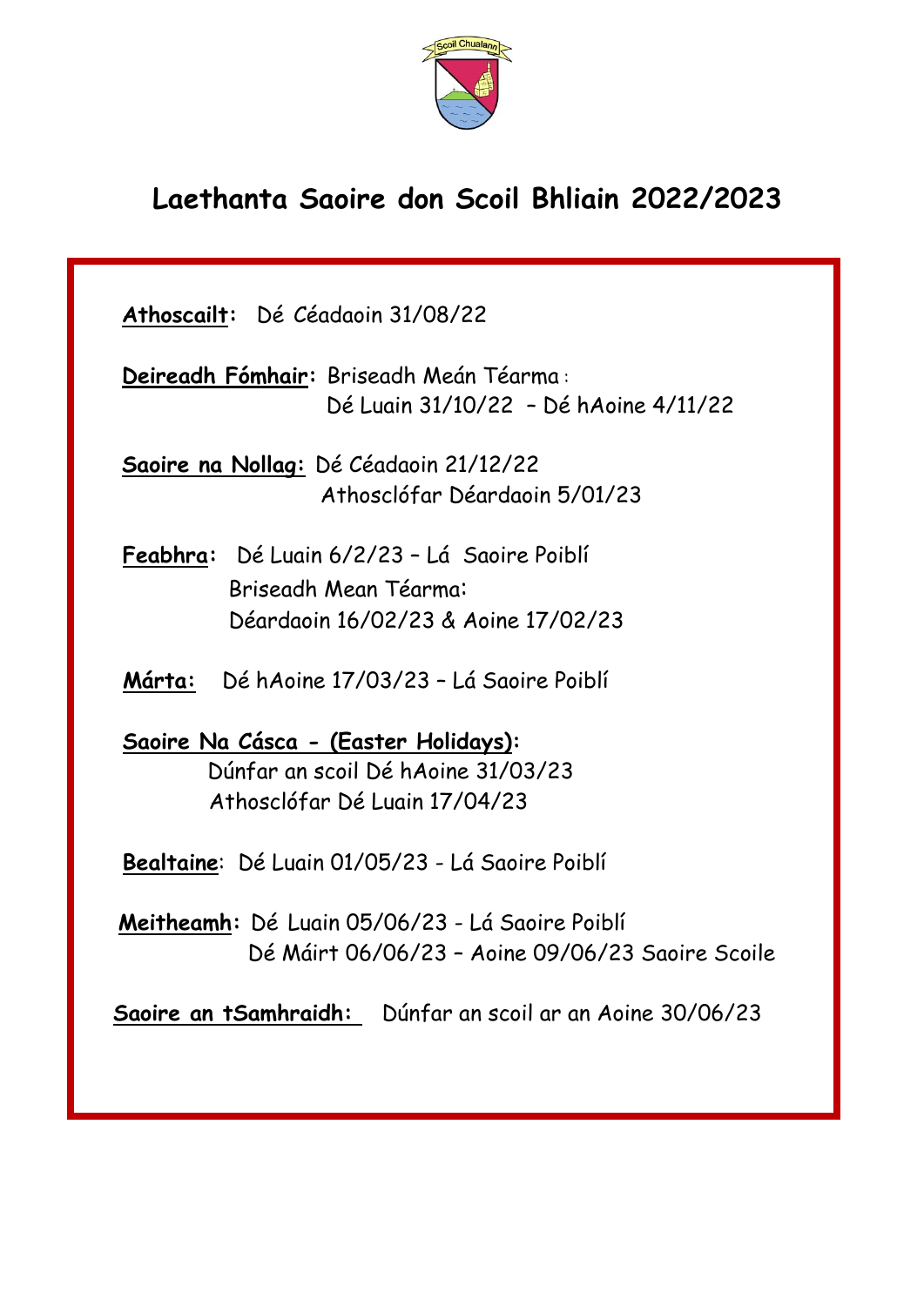# Laethanta Saoire don Scoil Bhliain 2022/2023

**Athoscailt:** Dé Céadaoin 31/08/22

**Deireadh Fómhair:** Briseadh Meán Téarma :
Dé Luain 31/10/22 – Dé hAoine 4/11/22

**Saoire na Nollag:** Dé Céadaoin 21/12/22
Athosclófar Déardaoin 5/01/23

**Feabhra:** Dé Luain 6/2/23 – Lá Saoire Poiblí
Briseadh Mean Téarma:
Déardaoin 16/02/23 & Aoine 17/02/23

**Márta:** Dé hAoine 17/03/23 – Lá Saoire Poiblí

**Saoire Na Cásca - (Easter Holidays):**
Dúnfar an scoil Dé hAoine 31/03/23
Athosclófar Dé Luain 17/04/23

**Bealtaine**: Dé Luain 01/05/23 - Lá Saoire Poiblí

**Meitheamh:** Dé Luain 05/06/23 - Lá Saoire Poiblí
Dé Máirt 06/06/23 – Aoine 09/06/23 Saoire Scoile

**Saoire an tSamhraidh:** Dúnfar an scoil ar an Aoine 30/06/23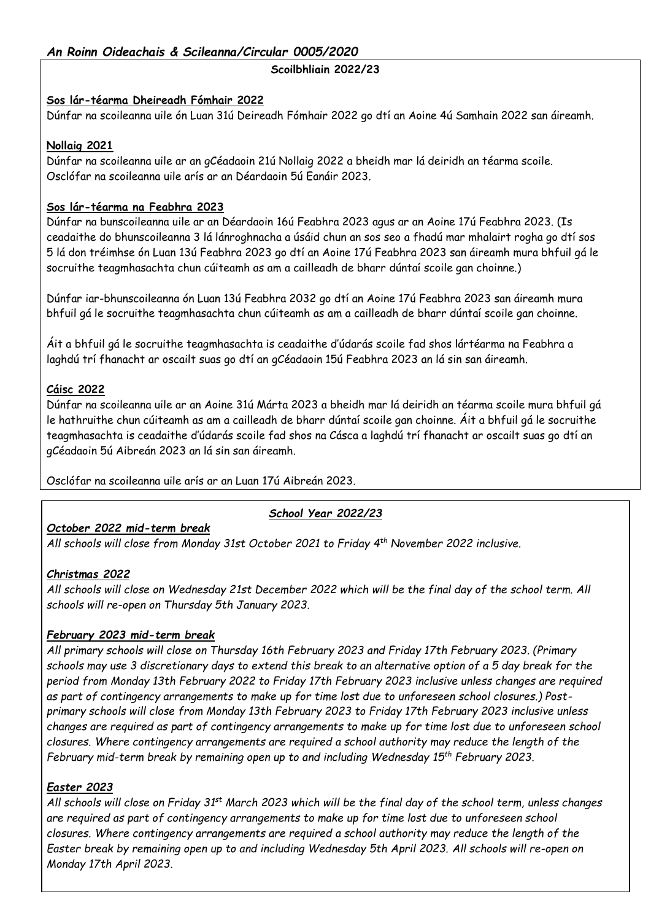*An Roinn Oideachais & Scileanna/Circular 0005/2020*

**Scoilbhliain 2022/23**

**Sos lár-téarma Dheireadh Fómhair 2022**

Dúnfar na scoileanna uile ón Luan 31ú Deireadh Fómhair 2022 go dtí an Aoine 4ú Samhain 2022 san áireamh.

**Nollaig 2021**

Dúnfar na scoileanna uile ar an gCéadaoin 21ú Nollaig 2022 a bheidh mar lá deiridh an téarma scoile. Osclófar na scoileanna uile arís ar an Déardaoin 5ú Eanáir 2023.

**Sos lár-téarma na Feabhra 2023**

Dúnfar na bunscoileanna uile ar an Déardaoin 16ú Feabhra 2023 agus ar an Aoine 17ú Feabhra 2023. (Is ceadaithe do bhunscoileanna 3 lá lánroghnacha a úsáid chun an sos seo a fhadú mar mhalairt rogha go dtí sos 5 lá don tréimhse ón Luan 13ú Feabhra 2023 go dtí an Aoine 17ú Feabhra 2023 san áireamh mura bhfuil gá le socruithe teagmhasachta chun cúiteamh as am a cailleadh de bharr dúntaí scoile gan choinne.)

Dúnfar iar-bhunscoileanna ón Luan 13ú Feabhra 2032 go dtí an Aoine 17ú Feabhra 2023 san áireamh mura bhfuil gá le socruithe teagmhasachta chun cúiteamh as am a cailleadh de bharr dúntaí scoile gan choinne.

Áit a bhfuil gá le socruithe teagmhasachta is ceadaithe d'údarás scoile fad shos lártéarma na Feabhra a laghdú trí fhanacht ar oscailt suas go dtí an gCéadaoin 15ú Feabhra 2023 an lá sin san áireamh.

**Cáisc 2022**

Dúnfar na scoileanna uile ar an Aoine 31ú Márta 2023 a bheidh mar lá deiridh an téarma scoile mura bhfuil gá le hathruithe chun cúiteamh as am a cailleadh de bharr dúntaí scoile gan choinne. Áit a bhfuil gá le socruithe teagmhasachta is ceadaithe d'údarás scoile fad shos na Cásca a laghdú trí fhanacht ar oscailt suas go dtí an gCéadaoin 5ú Aibreán 2023 an lá sin san áireamh.

Osclófar na scoileanna uile arís ar an Luan 17ú Aibreán 2023.

***School Year 2022/23***

***October 2022 mid-term break***

*All schools will close from Monday 31st October 2021 to Friday 4th November 2022 inclusive.*

***Christmas 2022***

*All schools will close on Wednesday 21st December 2022 which will be the final day of the school term. All schools will re-open on Thursday 5th January 2023.*

***February 2023 mid-term break***

*All primary schools will close on Thursday 16th February 2023 and Friday 17th February 2023. (Primary schools may use 3 discretionary days to extend this break to an alternative option of a 5 day break for the period from Monday 13th February 2022 to Friday 17th February 2023 inclusive unless changes are required as part of contingency arrangements to make up for time lost due to unforeseen school closures.) Post-primary schools will close from Monday 13th February 2023 to Friday 17th February 2023 inclusive unless changes are required as part of contingency arrangements to make up for time lost due to unforeseen school closures. Where contingency arrangements are required a school authority may reduce the length of the February mid-term break by remaining open up to and including Wednesday 15th February 2023.*

***Easter 2023***

*All schools will close on Friday 31st March 2023 which will be the final day of the school term, unless changes are required as part of contingency arrangements to make up for time lost due to unforeseen school closures. Where contingency arrangements are required a school authority may reduce the length of the Easter break by remaining open up to and including Wednesday 5th April 2023. All schools will re-open on Monday 17th April 2023.*